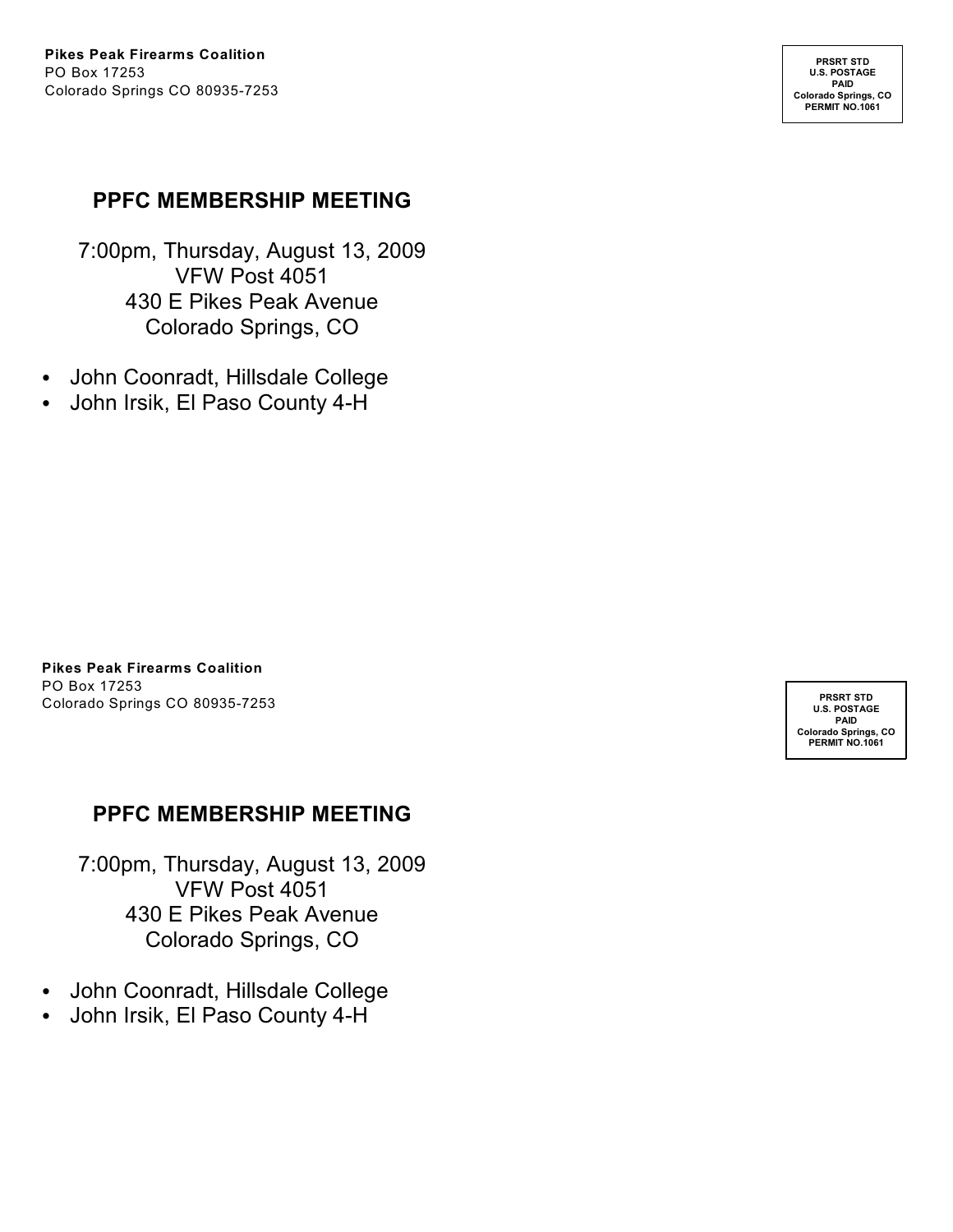**Pikes Peak Firearms Coalition**
PO Box 17253
Colorado Springs CO 80935-7253

**PRSRT STD**
**U.S. POSTAGE**
**PAID**
**Colorado Springs, CO**
**PERMIT NO.1061**

## PPFC MEMBERSHIP MEETING

7:00pm, Thursday, August 13, 2009
VFW Post 4051
430 E Pikes Peak Avenue
Colorado Springs, CO

- John Coonradt, Hillsdale College
- John Irsik, El Paso County 4-H

**Pikes Peak Firearms Coalition**
PO Box 17253
Colorado Springs CO 80935-7253

**PRSRT STD**
**U.S. POSTAGE**
**PAID**
**Colorado Springs, CO**
**PERMIT NO.1061**

## PPFC MEMBERSHIP MEETING

7:00pm, Thursday, August 13, 2009
VFW Post 4051
430 E Pikes Peak Avenue
Colorado Springs, CO

- John Coonradt, Hillsdale College
- John Irsik, El Paso County 4-H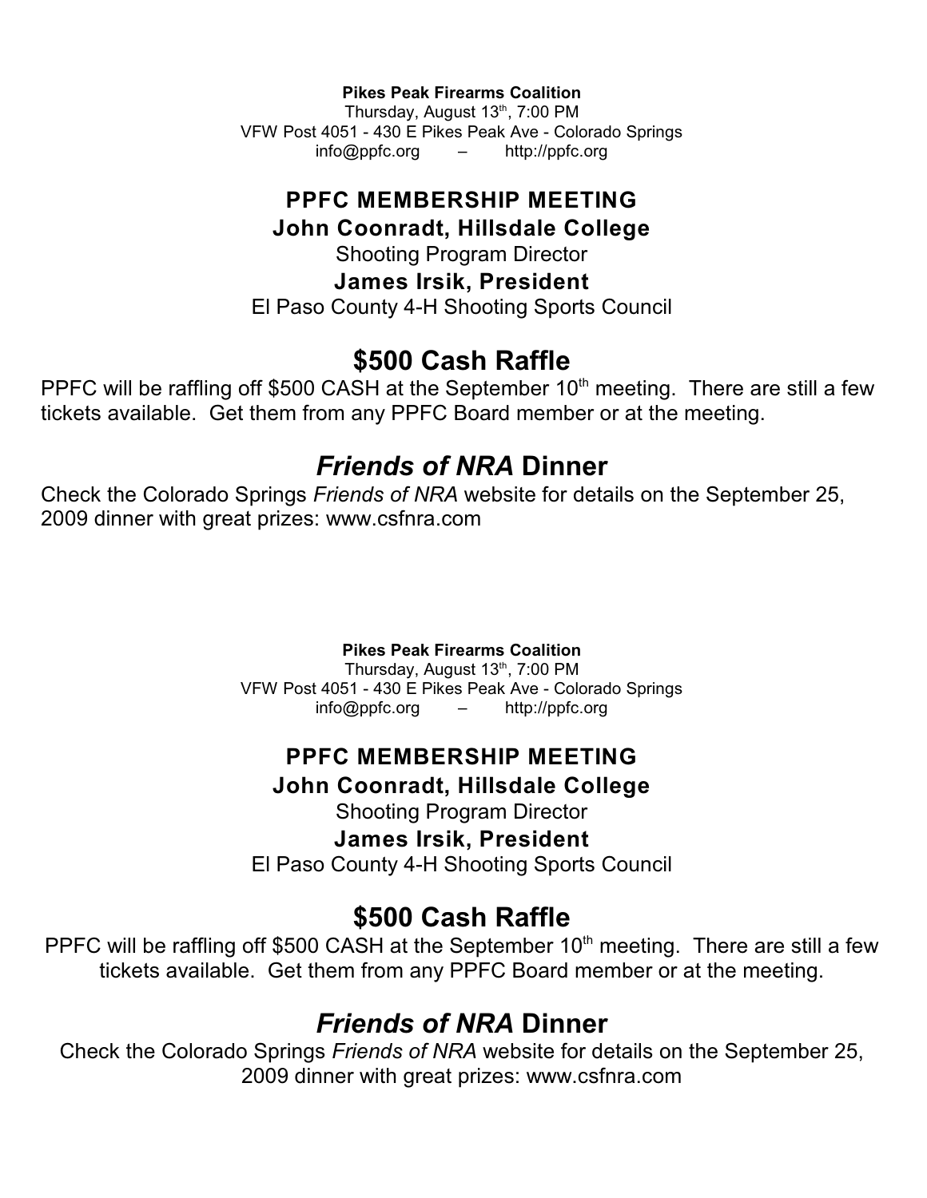**Pikes Peak Firearms Coalition**

Thursday, August 13th, 7:00 PM

VFW Post 4051 - 430 E Pikes Peak Ave - Colorado Springs

info@ppfc.org – http://ppfc.org

**PPFC MEMBERSHIP MEETING**

**John Coonradt, Hillsdale College**

Shooting Program Director

**James Irsik, President**

El Paso County 4-H Shooting Sports Council

## $500 Cash Raffle

PPFC will be raffling off $500 CASH at the September 10th meeting. There are still a few tickets available. Get them from any PPFC Board member or at the meeting.

## *Friends of NRA* Dinner

Check the Colorado Springs *Friends of NRA* website for details on the September 25, 2009 dinner with great prizes: www.csfnra.com

**Pikes Peak Firearms Coalition**

Thursday, August 13th, 7:00 PM

VFW Post 4051 - 430 E Pikes Peak Ave - Colorado Springs

info@ppfc.org – http://ppfc.org

**PPFC MEMBERSHIP MEETING**

**John Coonradt, Hillsdale College**

Shooting Program Director

**James Irsik, President**

El Paso County 4-H Shooting Sports Council

## $500 Cash Raffle

PPFC will be raffling off $500 CASH at the September 10th meeting. There are still a few tickets available. Get them from any PPFC Board member or at the meeting.

## *Friends of NRA* Dinner

Check the Colorado Springs *Friends of NRA* website for details on the September 25, 2009 dinner with great prizes: www.csfnra.com